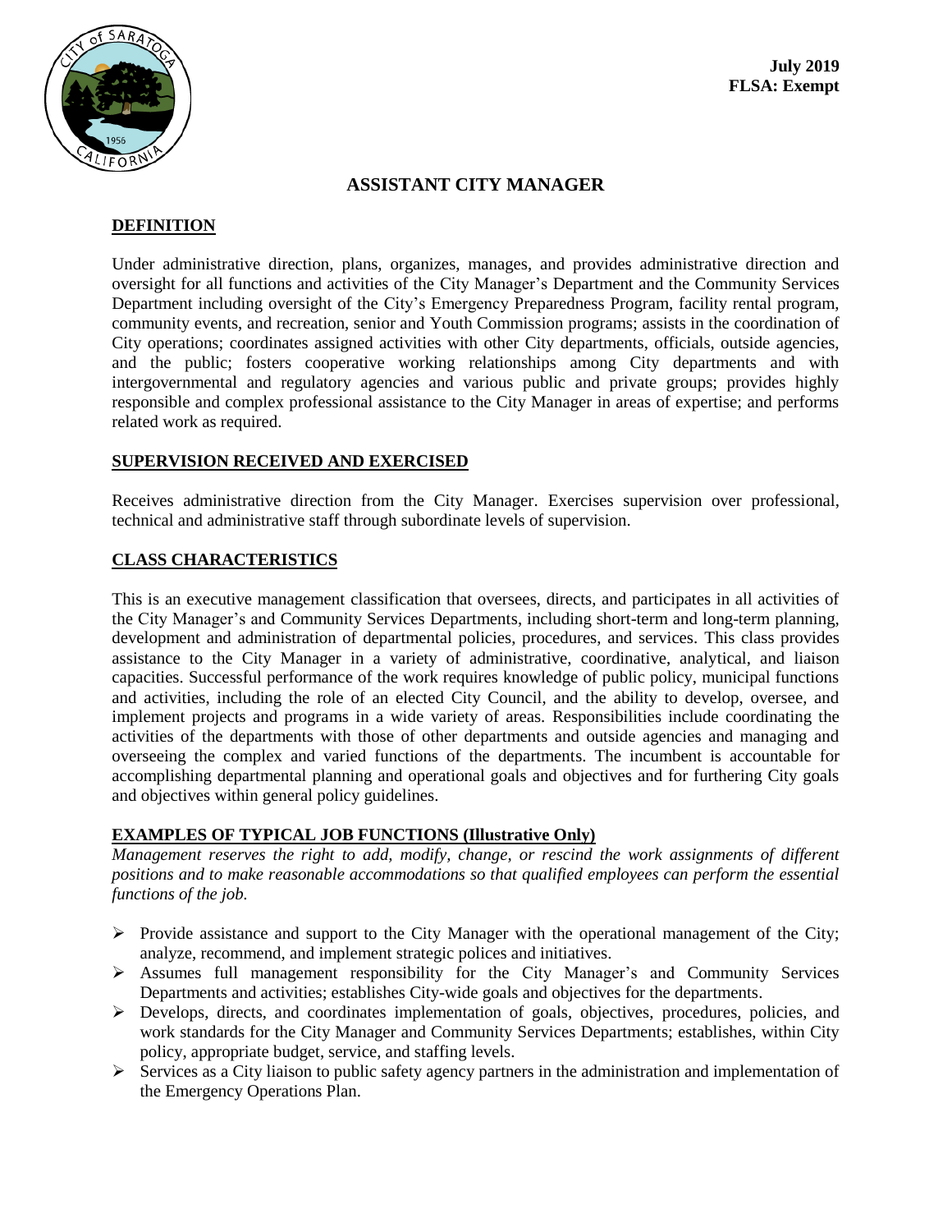**July 2019**
**FLSA: Exempt**

# ASSISTANT CITY MANAGER

## DEFINITION

Under administrative direction, plans, organizes, manages, and provides administrative direction and oversight for all functions and activities of the City Manager's Department and the Community Services Department including oversight of the City's Emergency Preparedness Program, facility rental program, community events, and recreation, senior and Youth Commission programs; assists in the coordination of City operations; coordinates assigned activities with other City departments, officials, outside agencies, and the public; fosters cooperative working relationships among City departments and with intergovernmental and regulatory agencies and various public and private groups; provides highly responsible and complex professional assistance to the City Manager in areas of expertise; and performs related work as required.

## SUPERVISION RECEIVED AND EXERCISED

Receives administrative direction from the City Manager. Exercises supervision over professional, technical and administrative staff through subordinate levels of supervision.

## CLASS CHARACTERISTICS

This is an executive management classification that oversees, directs, and participates in all activities of the City Manager's and Community Services Departments, including short-term and long-term planning, development and administration of departmental policies, procedures, and services. This class provides assistance to the City Manager in a variety of administrative, coordinative, analytical, and liaison capacities. Successful performance of the work requires knowledge of public policy, municipal functions and activities, including the role of an elected City Council, and the ability to develop, oversee, and implement projects and programs in a wide variety of areas. Responsibilities include coordinating the activities of the departments with those of other departments and outside agencies and managing and overseeing the complex and varied functions of the departments. The incumbent is accountable for accomplishing departmental planning and operational goals and objectives and for furthering City goals and objectives within general policy guidelines.

## EXAMPLES OF TYPICAL JOB FUNCTIONS (Illustrative Only)

*Management reserves the right to add, modify, change, or rescind the work assignments of different positions and to make reasonable accommodations so that qualified employees can perform the essential functions of the job.*

- Provide assistance and support to the City Manager with the operational management of the City; analyze, recommend, and implement strategic polices and initiatives.
- Assumes full management responsibility for the City Manager's and Community Services Departments and activities; establishes City-wide goals and objectives for the departments.
- Develops, directs, and coordinates implementation of goals, objectives, procedures, policies, and work standards for the City Manager and Community Services Departments; establishes, within City policy, appropriate budget, service, and staffing levels.
- Services as a City liaison to public safety agency partners in the administration and implementation of the Emergency Operations Plan.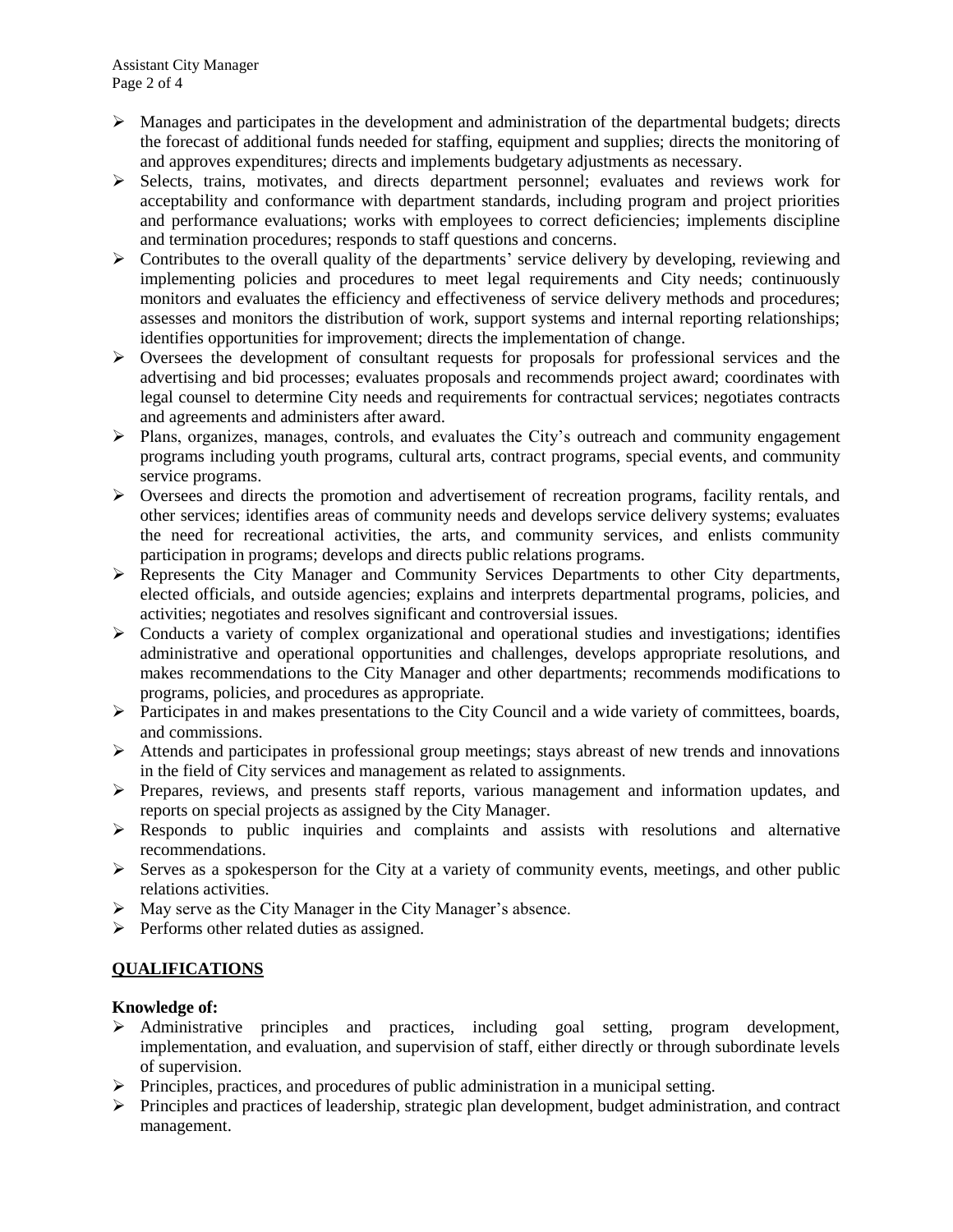- Manages and participates in the development and administration of the departmental budgets; directs the forecast of additional funds needed for staffing, equipment and supplies; directs the monitoring of and approves expenditures; directs and implements budgetary adjustments as necessary.
- Selects, trains, motivates, and directs department personnel; evaluates and reviews work for acceptability and conformance with department standards, including program and project priorities and performance evaluations; works with employees to correct deficiencies; implements discipline and termination procedures; responds to staff questions and concerns.
- Contributes to the overall quality of the departments' service delivery by developing, reviewing and implementing policies and procedures to meet legal requirements and City needs; continuously monitors and evaluates the efficiency and effectiveness of service delivery methods and procedures; assesses and monitors the distribution of work, support systems and internal reporting relationships; identifies opportunities for improvement; directs the implementation of change.
- Oversees the development of consultant requests for proposals for professional services and the advertising and bid processes; evaluates proposals and recommends project award; coordinates with legal counsel to determine City needs and requirements for contractual services; negotiates contracts and agreements and administers after award.
- Plans, organizes, manages, controls, and evaluates the City's outreach and community engagement programs including youth programs, cultural arts, contract programs, special events, and community service programs.
- Oversees and directs the promotion and advertisement of recreation programs, facility rentals, and other services; identifies areas of community needs and develops service delivery systems; evaluates the need for recreational activities, the arts, and community services, and enlists community participation in programs; develops and directs public relations programs.
- Represents the City Manager and Community Services Departments to other City departments, elected officials, and outside agencies; explains and interprets departmental programs, policies, and activities; negotiates and resolves significant and controversial issues.
- Conducts a variety of complex organizational and operational studies and investigations; identifies administrative and operational opportunities and challenges, develops appropriate resolutions, and makes recommendations to the City Manager and other departments; recommends modifications to programs, policies, and procedures as appropriate.
- Participates in and makes presentations to the City Council and a wide variety of committees, boards, and commissions.
- Attends and participates in professional group meetings; stays abreast of new trends and innovations in the field of City services and management as related to assignments.
- Prepares, reviews, and presents staff reports, various management and information updates, and reports on special projects as assigned by the City Manager.
- Responds to public inquiries and complaints and assists with resolutions and alternative recommendations.
- Serves as a spokesperson for the City at a variety of community events, meetings, and other public relations activities.
- May serve as the City Manager in the City Manager's absence.
- Performs other related duties as assigned.

## QUALIFICATIONS

**Knowledge of:**

- Administrative principles and practices, including goal setting, program development, implementation, and evaluation, and supervision of staff, either directly or through subordinate levels of supervision.
- Principles, practices, and procedures of public administration in a municipal setting.
- Principles and practices of leadership, strategic plan development, budget administration, and contract management.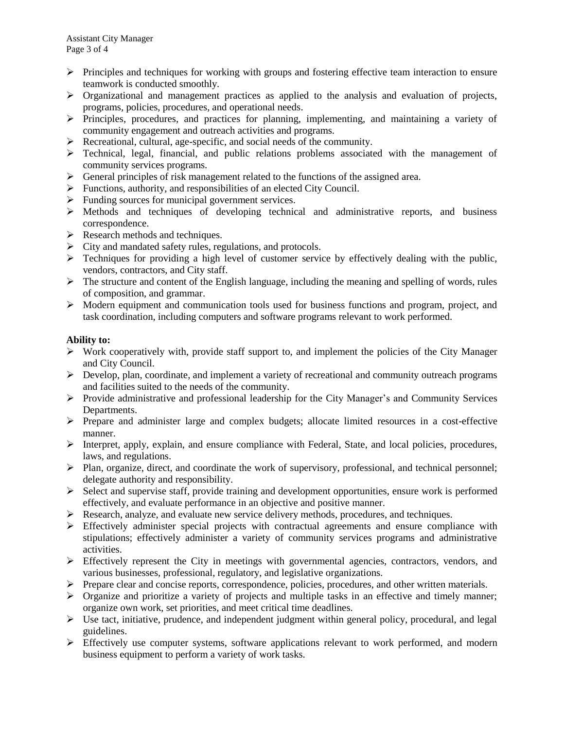- Principles and techniques for working with groups and fostering effective team interaction to ensure teamwork is conducted smoothly.
- Organizational and management practices as applied to the analysis and evaluation of projects, programs, policies, procedures, and operational needs.
- Principles, procedures, and practices for planning, implementing, and maintaining a variety of community engagement and outreach activities and programs.
- Recreational, cultural, age-specific, and social needs of the community.
- Technical, legal, financial, and public relations problems associated with the management of community services programs.
- General principles of risk management related to the functions of the assigned area.
- Functions, authority, and responsibilities of an elected City Council.
- Funding sources for municipal government services.
- Methods and techniques of developing technical and administrative reports, and business correspondence.
- Research methods and techniques.
- City and mandated safety rules, regulations, and protocols.
- Techniques for providing a high level of customer service by effectively dealing with the public, vendors, contractors, and City staff.
- The structure and content of the English language, including the meaning and spelling of words, rules of composition, and grammar.
- Modern equipment and communication tools used for business functions and program, project, and task coordination, including computers and software programs relevant to work performed.

**Ability to:**

- Work cooperatively with, provide staff support to, and implement the policies of the City Manager and City Council.
- Develop, plan, coordinate, and implement a variety of recreational and community outreach programs and facilities suited to the needs of the community.
- Provide administrative and professional leadership for the City Manager's and Community Services Departments.
- Prepare and administer large and complex budgets; allocate limited resources in a cost-effective manner.
- Interpret, apply, explain, and ensure compliance with Federal, State, and local policies, procedures, laws, and regulations.
- Plan, organize, direct, and coordinate the work of supervisory, professional, and technical personnel; delegate authority and responsibility.
- Select and supervise staff, provide training and development opportunities, ensure work is performed effectively, and evaluate performance in an objective and positive manner.
- Research, analyze, and evaluate new service delivery methods, procedures, and techniques.
- Effectively administer special projects with contractual agreements and ensure compliance with stipulations; effectively administer a variety of community services programs and administrative activities.
- Effectively represent the City in meetings with governmental agencies, contractors, vendors, and various businesses, professional, regulatory, and legislative organizations.
- Prepare clear and concise reports, correspondence, policies, procedures, and other written materials.
- Organize and prioritize a variety of projects and multiple tasks in an effective and timely manner; organize own work, set priorities, and meet critical time deadlines.
- Use tact, initiative, prudence, and independent judgment within general policy, procedural, and legal guidelines.
- Effectively use computer systems, software applications relevant to work performed, and modern business equipment to perform a variety of work tasks.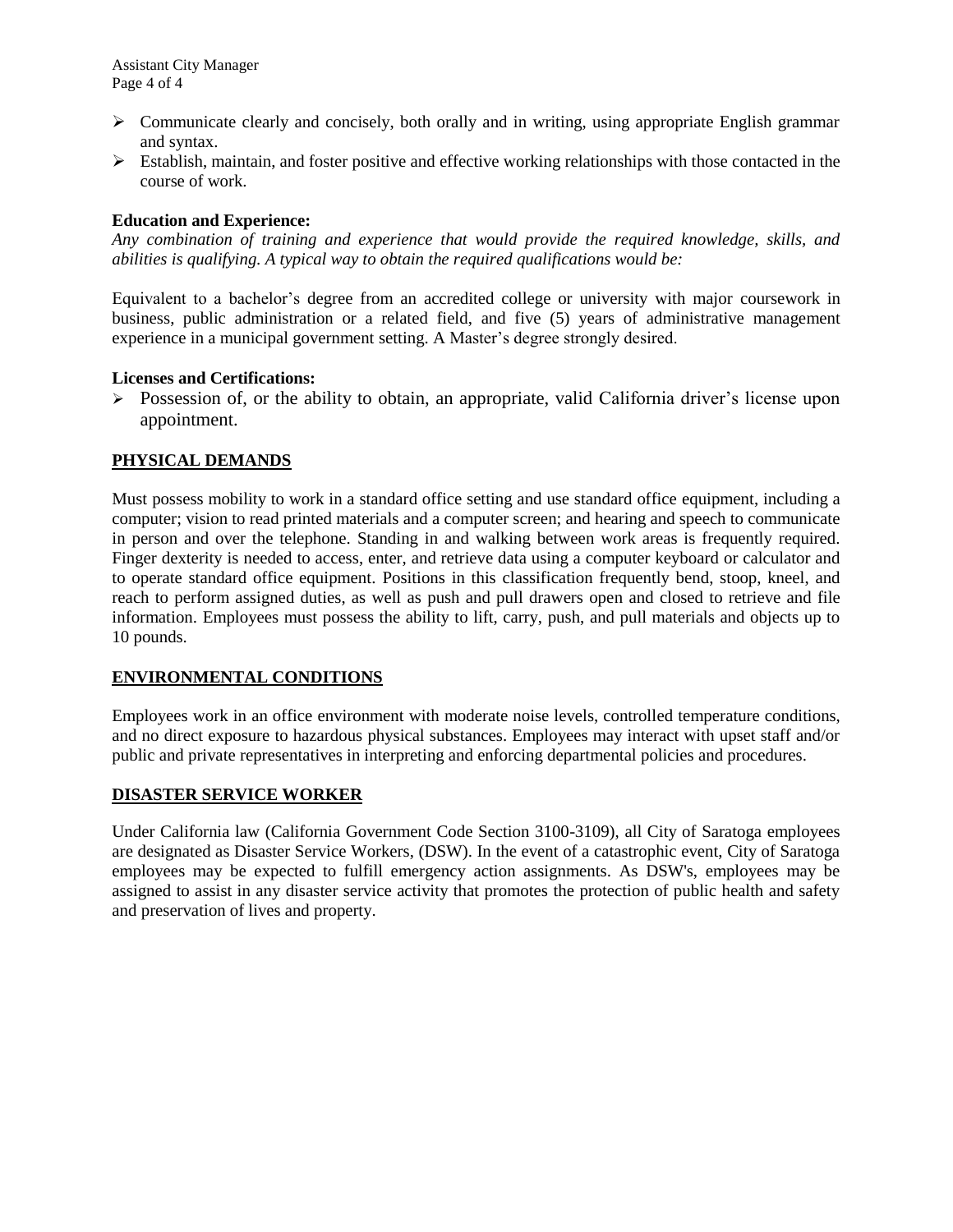- Communicate clearly and concisely, both orally and in writing, using appropriate English grammar and syntax.
- Establish, maintain, and foster positive and effective working relationships with those contacted in the course of work.

**Education and Experience:**

*Any combination of training and experience that would provide the required knowledge, skills, and abilities is qualifying. A typical way to obtain the required qualifications would be:*

Equivalent to a bachelor's degree from an accredited college or university with major coursework in business, public administration or a related field, and five (5) years of administrative management experience in a municipal government setting. A Master's degree strongly desired.

**Licenses and Certifications:**

- Possession of, or the ability to obtain, an appropriate, valid California driver's license upon appointment.

## PHYSICAL DEMANDS

Must possess mobility to work in a standard office setting and use standard office equipment, including a computer; vision to read printed materials and a computer screen; and hearing and speech to communicate in person and over the telephone. Standing in and walking between work areas is frequently required. Finger dexterity is needed to access, enter, and retrieve data using a computer keyboard or calculator and to operate standard office equipment. Positions in this classification frequently bend, stoop, kneel, and reach to perform assigned duties, as well as push and pull drawers open and closed to retrieve and file information. Employees must possess the ability to lift, carry, push, and pull materials and objects up to 10 pounds.

## ENVIRONMENTAL CONDITIONS

Employees work in an office environment with moderate noise levels, controlled temperature conditions, and no direct exposure to hazardous physical substances. Employees may interact with upset staff and/or public and private representatives in interpreting and enforcing departmental policies and procedures.

## DISASTER SERVICE WORKER

Under California law (California Government Code Section 3100-3109), all City of Saratoga employees are designated as Disaster Service Workers, (DSW). In the event of a catastrophic event, City of Saratoga employees may be expected to fulfill emergency action assignments. As DSW's, employees may be assigned to assist in any disaster service activity that promotes the protection of public health and safety and preservation of lives and property.